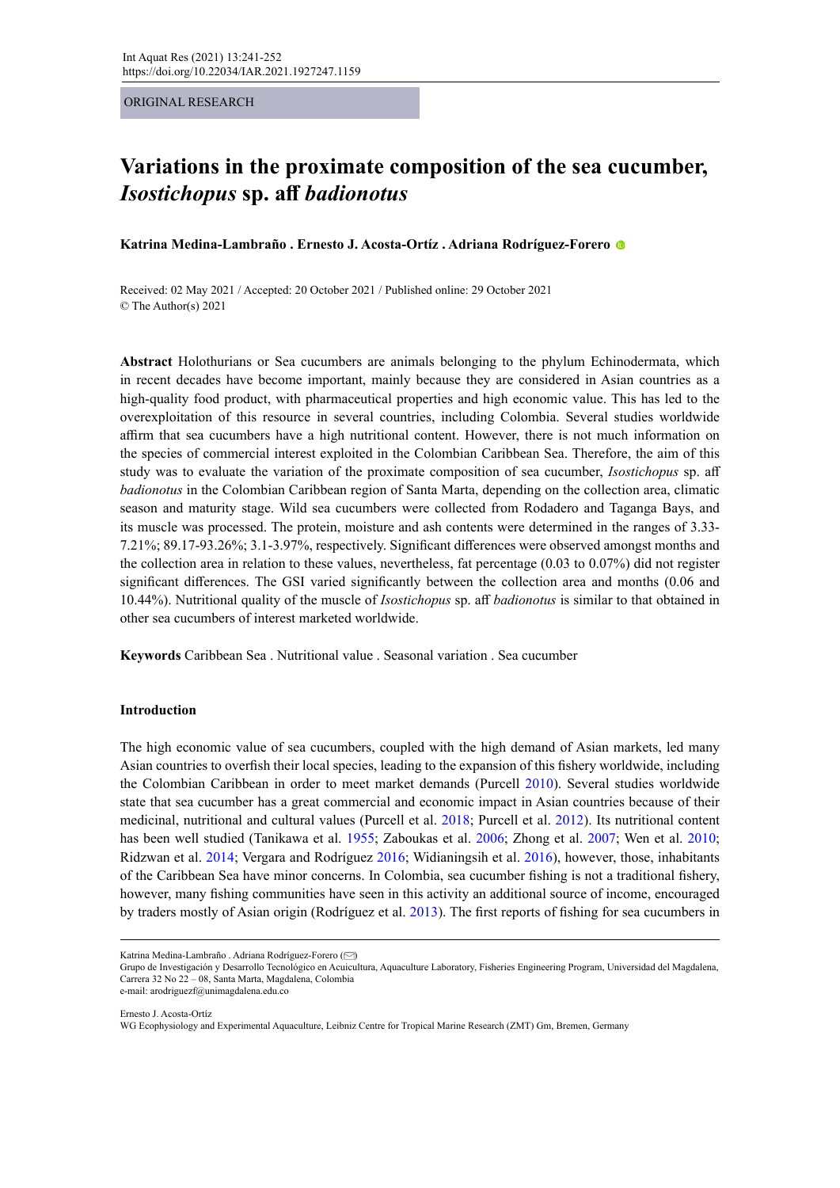ORIGINAL RESEARCH

# Variations in the proximate composition of the sea cucumber, *Isostichopus* sp. aff *badionotus*

**Katrina Medina-Lambraño . Ernesto J. Acosta-Ortíz . Adriana Rodríguez-Forero**

Received: 02 May 2021 / Accepted: 20 October 2021 / Published online: 29 October 2021
© The Author(s) 2021

**Abstract** Holothurians or Sea cucumbers are animals belonging to the phylum Echinodermata, which in recent decades have become important, mainly because they are considered in Asian countries as a high-quality food product, with pharmaceutical properties and high economic value. This has led to the overexploitation of this resource in several countries, including Colombia. Several studies worldwide affirm that sea cucumbers have a high nutritional content. However, there is not much information on the species of commercial interest exploited in the Colombian Caribbean Sea. Therefore, the aim of this study was to evaluate the variation of the proximate composition of sea cucumber, *Isostichopus* sp. aff *badionotus* in the Colombian Caribbean region of Santa Marta, depending on the collection area, climatic season and maturity stage. Wild sea cucumbers were collected from Rodadero and Taganga Bays, and its muscle was processed. The protein, moisture and ash contents were determined in the ranges of 3.33-7.21%; 89.17-93.26%; 3.1-3.97%, respectively. Significant differences were observed amongst months and the collection area in relation to these values, nevertheless, fat percentage (0.03 to 0.07%) did not register significant differences. The GSI varied significantly between the collection area and months (0.06 and 10.44%). Nutritional quality of the muscle of *Isostichopus* sp. aff *badionotus* is similar to that obtained in other sea cucumbers of interest marketed worldwide.

**Keywords** Caribbean Sea . Nutritional value . Seasonal variation . Sea cucumber

## Introduction

The high economic value of sea cucumbers, coupled with the high demand of Asian markets, led many Asian countries to overfish their local species, leading to the expansion of this fishery worldwide, including the Colombian Caribbean in order to meet market demands (Purcell 2010). Several studies worldwide state that sea cucumber has a great commercial and economic impact in Asian countries because of their medicinal, nutritional and cultural values (Purcell et al. 2018; Purcell et al. 2012). Its nutritional content has been well studied (Tanikawa et al. 1955; Zaboukas et al. 2006; Zhong et al. 2007; Wen et al. 2010; Ridzwan et al. 2014; Vergara and Rodríguez 2016; Widianingsih et al. 2016), however, those, inhabitants of the Caribbean Sea have minor concerns. In Colombia, sea cucumber fishing is not a traditional fishery, however, many fishing communities have seen in this activity an additional source of income, encouraged by traders mostly of Asian origin (Rodríguez et al. 2013). The first reports of fishing for sea cucumbers in

---

Katrina Medina-Lambraño . Adriana Rodríguez-Forero (✉)
Grupo de Investigación y Desarrollo Tecnológico en Acuicultura, Aquaculture Laboratory, Fisheries Engineering Program, Universidad del Magdalena, Carrera 32 No 22 – 08, Santa Marta, Magdalena, Colombia
e-mail: arodriguezf@unimagdalena.edu.co

Ernesto J. Acosta-Ortíz
WG Ecophysiology and Experimental Aquaculture, Leibniz Centre for Tropical Marine Research (ZMT) Gm, Bremen, Germany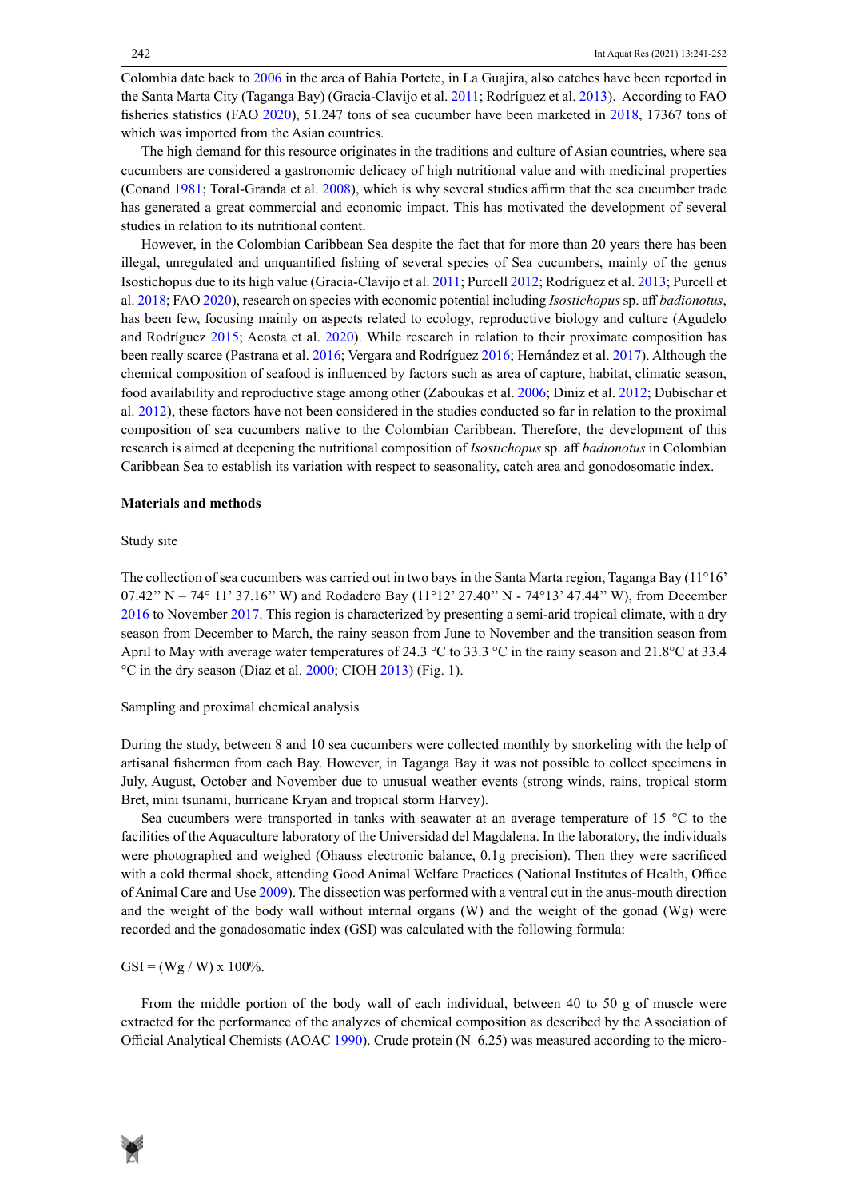Colombia date back to 2006 in the area of Bahía Portete, in La Guajira, also catches have been reported in the Santa Marta City (Taganga Bay) (Gracia-Clavijo et al. 2011; Rodríguez et al. 2013). According to FAO fisheries statistics (FAO 2020), 51.247 tons of sea cucumber have been marketed in 2018, 17367 tons of which was imported from the Asian countries.

The high demand for this resource originates in the traditions and culture of Asian countries, where sea cucumbers are considered a gastronomic delicacy of high nutritional value and with medicinal properties (Conand 1981; Toral-Granda et al. 2008), which is why several studies affirm that the sea cucumber trade has generated a great commercial and economic impact. This has motivated the development of several studies in relation to its nutritional content.

However, in the Colombian Caribbean Sea despite the fact that for more than 20 years there has been illegal, unregulated and unquantified fishing of several species of Sea cucumbers, mainly of the genus Isostichopus due to its high value (Gracia-Clavijo et al. 2011; Purcell 2012; Rodríguez et al. 2013; Purcell et al. 2018; FAO 2020), research on species with economic potential including *Isostichopus* sp. aff *badionotus*, has been few, focusing mainly on aspects related to ecology, reproductive biology and culture (Agudelo and Rodríguez 2015; Acosta et al. 2020). While research in relation to their proximate composition has been really scarce (Pastrana et al. 2016; Vergara and Rodríguez 2016; Hernández et al. 2017). Although the chemical composition of seafood is influenced by factors such as area of capture, habitat, climatic season, food availability and reproductive stage among other (Zaboukas et al. 2006; Diniz et al. 2012; Dubischar et al. 2012), these factors have not been considered in the studies conducted so far in relation to the proximal composition of sea cucumbers native to the Colombian Caribbean. Therefore, the development of this research is aimed at deepening the nutritional composition of *Isostichopus* sp. aff *badionotus* in Colombian Caribbean Sea to establish its variation with respect to seasonality, catch area and gonodosomatic index.

## Materials and methods

### Study site

The collection of sea cucumbers was carried out in two bays in the Santa Marta region, Taganga Bay (11°16' 07.42'' N – 74° 11' 37.16'' W) and Rodadero Bay (11°12' 27.40'' N - 74°13' 47.44'' W), from December 2016 to November 2017. This region is characterized by presenting a semi-arid tropical climate, with a dry season from December to March, the rainy season from June to November and the transition season from April to May with average water temperatures of 24.3 °C to 33.3 °C in the rainy season and 21.8°C at 33.4 °C in the dry season (Díaz et al. 2000; CIOH 2013) (Fig. 1).

### Sampling and proximal chemical analysis

During the study, between 8 and 10 sea cucumbers were collected monthly by snorkeling with the help of artisanal fishermen from each Bay. However, in Taganga Bay it was not possible to collect specimens in July, August, October and November due to unusual weather events (strong winds, rains, tropical storm Bret, mini tsunami, hurricane Kryan and tropical storm Harvey).

Sea cucumbers were transported in tanks with seawater at an average temperature of 15 °C to the facilities of the Aquaculture laboratory of the Universidad del Magdalena. In the laboratory, the individuals were photographed and weighed (Ohauss electronic balance, 0.1g precision). Then they were sacrificed with a cold thermal shock, attending Good Animal Welfare Practices (National Institutes of Health, Office of Animal Care and Use 2009). The dissection was performed with a ventral cut in the anus-mouth direction and the weight of the body wall without internal organs (W) and the weight of the gonad (Wg) were recorded and the gonadosomatic index (GSI) was calculated with the following formula:

$$GSI = (Wg / W) \times 100\%.$$

From the middle portion of the body wall of each individual, between 40 to 50 g of muscle were extracted for the performance of the analyzes of chemical composition as described by the Association of Official Analytical Chemists (AOAC 1990). Crude protein (N 6.25) was measured according to the micro-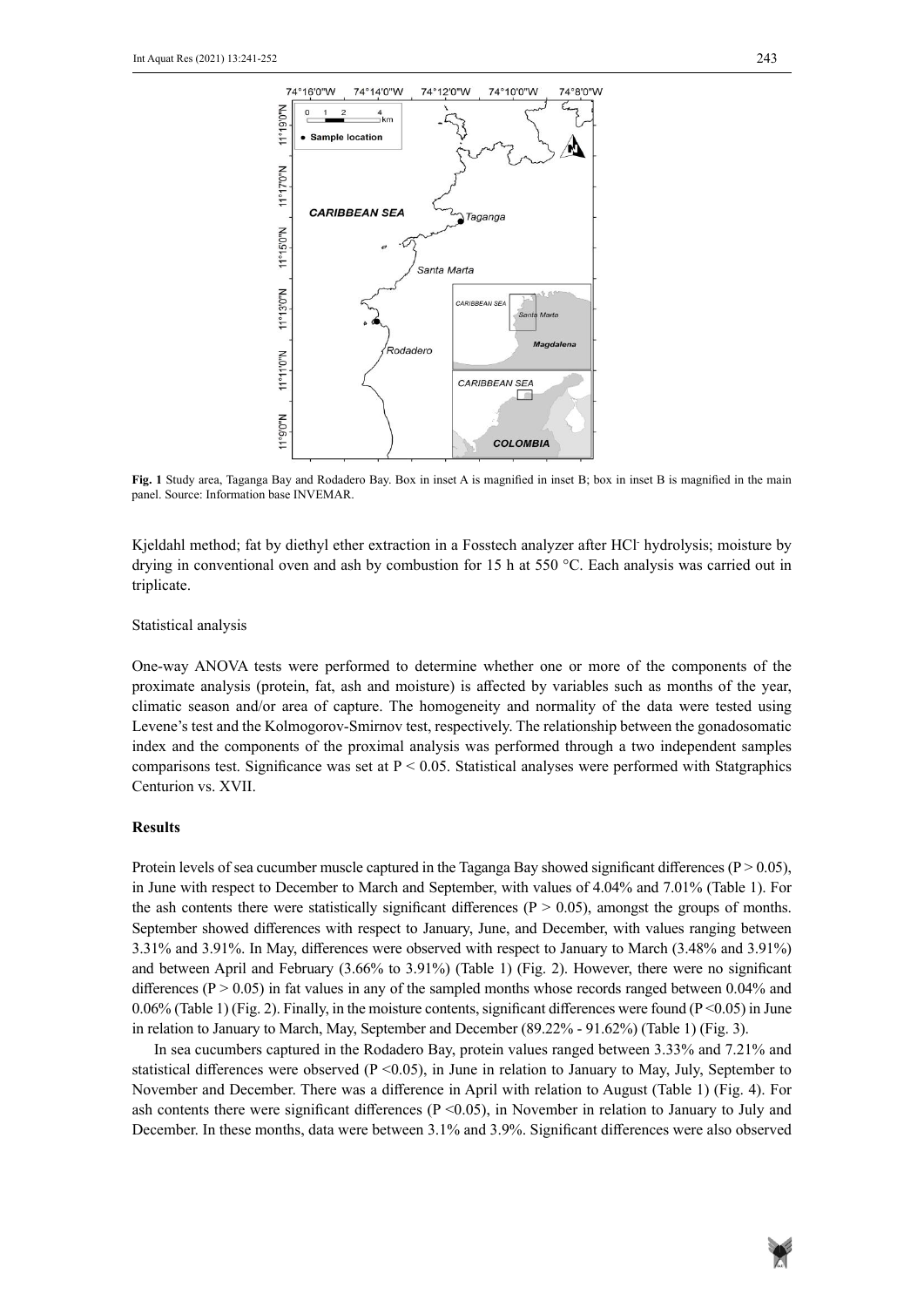**Fig. 1** Study area, Taganga Bay and Rodadero Bay. Box in inset A is magnified in inset B; box in inset B is magnified in the main panel. Source: Information base INVEMAR.

Kjeldahl method; fat by diethyl ether extraction in a Fosstech analyzer after $HCl^-$ hydrolysis; moisture by drying in conventional oven and ash by combustion for 15 h at 550 °C. Each analysis was carried out in triplicate.

Statistical analysis

One-way ANOVA tests were performed to determine whether one or more of the components of the proximate analysis (protein, fat, ash and moisture) is affected by variables such as months of the year, climatic season and/or area of capture. The homogeneity and normality of the data were tested using Levene's test and the Kolmogorov-Smirnov test, respectively. The relationship between the gonadosomatic index and the components of the proximal analysis was performed through a two independent samples comparisons test. Significance was set at $P < 0.05$. Statistical analyses were performed with Statgraphics Centurion vs. XVII.

## Results

Protein levels of sea cucumber muscle captured in the Taganga Bay showed significant differences ($P > 0.05$), in June with respect to December to March and September, with values of 4.04% and 7.01% (Table 1). For the ash contents there were statistically significant differences ($P > 0.05$), amongst the groups of months. September showed differences with respect to January, June, and December, with values ranging between 3.31% and 3.91%. In May, differences were observed with respect to January to March (3.48% and 3.91%) and between April and February (3.66% to 3.91%) (Table 1) (Fig. 2). However, there were no significant differences ($P > 0.05$) in fat values in any of the sampled months whose records ranged between 0.04% and 0.06% (Table 1) (Fig. 2). Finally, in the moisture contents, significant differences were found ($P < 0.05$) in June in relation to January to March, May, September and December (89.22% - 91.62%) (Table 1) (Fig. 3).

In sea cucumbers captured in the Rodadero Bay, protein values ranged between 3.33% and 7.21% and statistical differences were observed ($P < 0.05$), in June in relation to January to May, July, September to November and December. There was a difference in April with relation to August (Table 1) (Fig. 4). For ash contents there were significant differences ($P < 0.05$), in November in relation to January to July and December. In these months, data were between 3.1% and 3.9%. Significant differences were also observed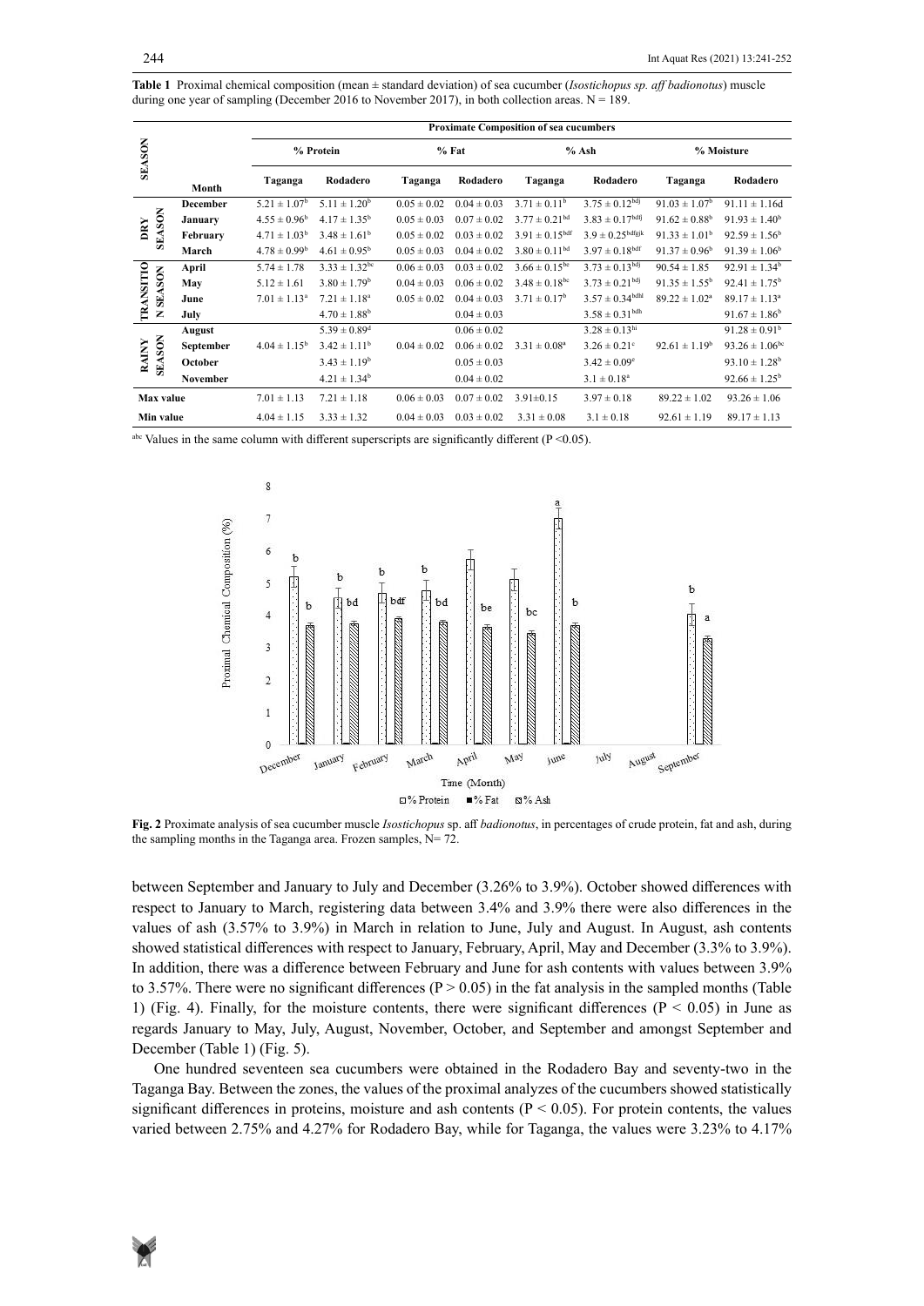**Table 1** Proximal chemical composition (mean ± standard deviation) of sea cucumber (*Isostichopus sp. aff badionotus*) muscle during one year of sampling (December 2016 to November 2017), in both collection areas. N = 189.

| SEASON | Month | Proximate Composition of sea cucumbers | | | | | | | |
|---|---|---|---|---|---|---|---|---|---|
| | | % Protein | | % Fat | | % Ash | | % Moisture | |
| | | Taganga | Rodadero | Taganga | Rodadero | Taganga | Rodadero | Taganga | Rodadero |
| DRY SEASON | December | $5.21 \pm 1.07^{b}$ | $5.11 \pm 1.20^{b}$ | $0.05 \pm 0.02$ | $0.04 \pm 0.03$ | $3.71 \pm 0.11^{b}$ | $3.75 \pm 0.12^{bdj}$ | $91.03 \pm 1.07^{b}$ | $91.11 \pm 1.16$d |
| | January | $4.55 \pm 0.96^{b}$ | $4.17 \pm 1.35^{b}$ | $0.05 \pm 0.03$ | $0.07 \pm 0.02$ | $3.77 \pm 0.21^{bd}$ | $3.83 \pm 0.17^{bdj}$ | $91.62 \pm 0.88^{b}$ | $91.93 \pm 1.40^{b}$ |
| | February | $4.71 \pm 1.03^{b}$ | $3.48 \pm 1.61^{b}$ | $0.05 \pm 0.02$ | $0.03 \pm 0.02$ | $3.91 \pm 0.15^{bdf}$ | $3.9 \pm 0.25^{bdfgjk}$ | $91.33 \pm 1.01^{b}$ | $92.59 \pm 1.56^{b}$ |
| | March | $4.78 \pm 0.99^{b}$ | $4.61 \pm 0.95^{b}$ | $0.05 \pm 0.03$ | $0.04 \pm 0.02$ | $3.80 \pm 0.11^{bd}$ | $3.97 \pm 0.18^{bdf}$ | $91.37 \pm 0.96^{b}$ | $91.39 \pm 1.06^{b}$ |
| TRANSITION SEASON | April | $5.74 \pm 1.78$ | $3.33 \pm 1.32^{bc}$ | $0.06 \pm 0.03$ | $0.03 \pm 0.02$ | $3.66 \pm 0.15^{be}$ | $3.73 \pm 0.13^{bdj}$ | $90.54 \pm 1.85$ | $92.91 \pm 1.34^{b}$ |
| | May | $5.12 \pm 1.61$ | $3.80 \pm 1.79^{b}$ | $0.04 \pm 0.03$ | $0.06 \pm 0.02$ | $3.48 \pm 0.18^{bc}$ | $3.73 \pm 0.21^{bdj}$ | $91.35 \pm 1.55^{b}$ | $92.41 \pm 1.75^{b}$ |
| | June | $7.01 \pm 1.13^{a}$ | $7.21 \pm 1.18^{a}$ | $0.05 \pm 0.02$ | $0.04 \pm 0.03$ | $3.71 \pm 0.17^{b}$ | $3.57 \pm 0.34^{bdhl}$ | $89.22 \pm 1.02^{a}$ | $89.17 \pm 1.13^{a}$ |
| | July | | $4.70 \pm 1.88^{b}$ | | $0.04 \pm 0.03$ | | $3.58 \pm 0.31^{bdh}$ | | $91.67 \pm 1.86^{b}$ |
| RAINY SEASON | August | | $5.39 \pm 0.89^{d}$ | | $0.06 \pm 0.02$ | | $3.28 \pm 0.13^{hi}$ | | $91.28 \pm 0.91^{b}$ |
| | September | $4.04 \pm 1.15^{b}$ | $3.42 \pm 1.11^{b}$ | $0.04 \pm 0.02$ | $0.06 \pm 0.02$ | $3.31 \pm 0.08^{a}$ | $3.26 \pm 0.21^{c}$ | $92.61 \pm 1.19^{b}$ | $93.26 \pm 1.06^{bc}$ |
| | October | | $3.43 \pm 1.19^{b}$ | | $0.05 \pm 0.03$ | | $3.42 \pm 0.09^{e}$ | | $93.10 \pm 1.28^{b}$ |
| | November | | $4.21 \pm 1.34^{b}$ | | $0.04 \pm 0.02$ | | $3.1 \pm 0.18^{a}$ | | $92.66 \pm 1.25^{b}$ |
| Max value | | $7.01 \pm 1.13$ | $7.21 \pm 1.18$ | $0.06 \pm 0.03$ | $0.07 \pm 0.02$ | $3.91 \pm 0.15$ | $3.97 \pm 0.18$ | $89.22 \pm 1.02$ | $93.26 \pm 1.06$ |
| Min value | | $4.04 \pm 1.15$ | $3.33 \pm 1.32$ | $0.04 \pm 0.03$ | $0.03 \pm 0.02$ | $3.31 \pm 0.08$ | $3.1 \pm 0.18$ | $92.61 \pm 1.19$ | $89.17 \pm 1.13$ |

[abc] Values in the same column with different superscripts are significantly different ($P < 0.05$).

**Fig. 2** Proximate analysis of sea cucumber muscle *Isostichopus* sp. aff *badionotus*, in percentages of crude protein, fat and ash, during the sampling months in the Taganga area. Frozen samples, N= 72.

between September and January to July and December (3.26% to 3.9%). October showed differences with respect to January to March, registering data between 3.4% and 3.9% there were also differences in the values of ash (3.57% to 3.9%) in March in relation to June, July and August. In August, ash contents showed statistical differences with respect to January, February, April, May and December (3.3% to 3.9%). In addition, there was a difference between February and June for ash contents with values between 3.9% to 3.57%. There were no significant differences ($P > 0.05$) in the fat analysis in the sampled months (Table 1) (Fig. 4). Finally, for the moisture contents, there were significant differences ($P < 0.05$) in June as regards January to May, July, August, November, October, and September and amongst September and December (Table 1) (Fig. 5).

One hundred seventeen sea cucumbers were obtained in the Rodadero Bay and seventy-two in the Taganga Bay. Between the zones, the values of the proximal analyzes of the cucumbers showed statistically significant differences in proteins, moisture and ash contents ($P < 0.05$). For protein contents, the values varied between 2.75% and 4.27% for Rodadero Bay, while for Taganga, the values were 3.23% to 4.17%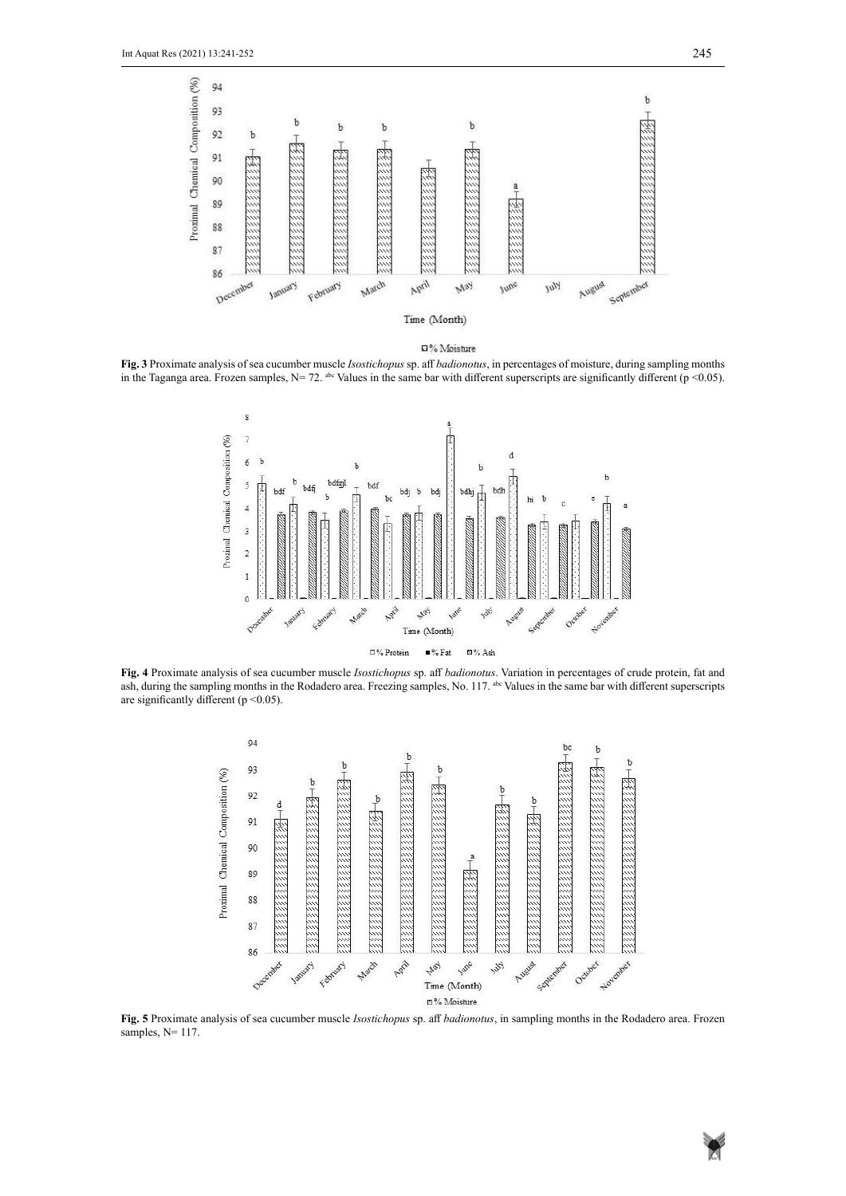**Fig. 3** Proximate analysis of sea cucumber muscle *Isostichopus* sp. aff *badionotus*, in percentages of moisture, during sampling months in the Taganga area. Frozen samples, N= 72. [abc] Values in the same bar with different superscripts are significantly different ($p < 0.05$).

**Fig. 4** Proximate analysis of sea cucumber muscle *Isostichopus* sp. aff *badionotus*. Variation in percentages of crude protein, fat and ash, during the sampling months in the Rodadero area. Freezing samples, No. 117. [abc] Values in the same bar with different superscripts are significantly different ($p < 0.05$).

**Fig. 5** Proximate analysis of sea cucumber muscle *Isostichopus* sp. aff *badionotus*, in sampling months in the Rodadero area. Frozen samples, N= 117.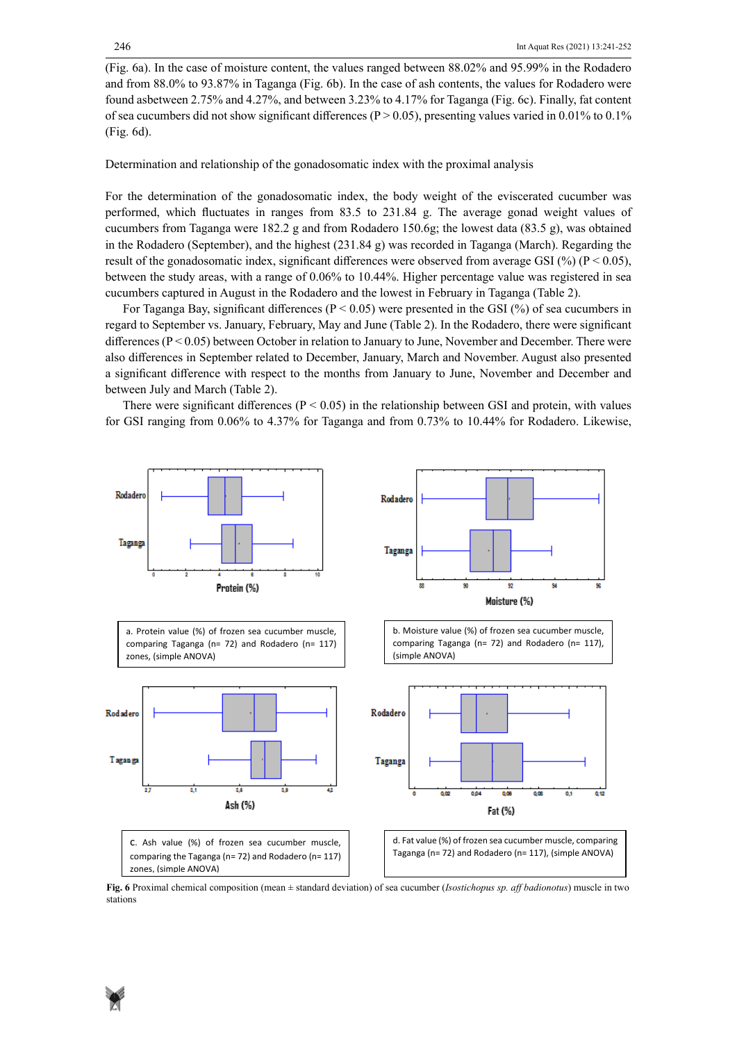(Fig. 6a). In the case of moisture content, the values ranged between 88.02% and 95.99% in the Rodadero and from 88.0% to 93.87% in Taganga (Fig. 6b). In the case of ash contents, the values for Rodadero were found asbetween 2.75% and 4.27%, and between 3.23% to 4.17% for Taganga (Fig. 6c). Finally, fat content of sea cucumbers did not show significant differences ($P > 0.05$), presenting values varied in 0.01% to 0.1% (Fig. 6d).

Determination and relationship of the gonadosomatic index with the proximal analysis

For the determination of the gonadosomatic index, the body weight of the eviscerated cucumber was performed, which fluctuates in ranges from 83.5 to 231.84 g. The average gonad weight values of cucumbers from Taganga were 182.2 g and from Rodadero 150.6g; the lowest data (83.5 g), was obtained in the Rodadero (September), and the highest (231.84 g) was recorded in Taganga (March). Regarding the result of the gonadosomatic index, significant differences were observed from average GSI (%) ($P < 0.05$), between the study areas, with a range of 0.06% to 10.44%. Higher percentage value was registered in sea cucumbers captured in August in the Rodadero and the lowest in February in Taganga (Table 2).

For Taganga Bay, significant differences ($P < 0.05$) were presented in the GSI (%) of sea cucumbers in regard to September vs. January, February, May and June (Table 2). In the Rodadero, there were significant differences ($P < 0.05$) between October in relation to January to June, November and December. There were also differences in September related to December, January, March and November. August also presented a significant difference with respect to the months from January to June, November and December and between July and March (Table 2).

There were significant differences ($P < 0.05$) in the relationship between GSI and protein, with values for GSI ranging from 0.06% to 4.37% for Taganga and from 0.73% to 10.44% for Rodadero. Likewise,

a. Protein value (%) of frozen sea cucumber muscle, comparing Taganga (n= 72) and Rodadero (n= 117) zones, (simple ANOVA)

b. Moisture value (%) of frozen sea cucumber muscle, comparing Taganga (n= 72) and Rodadero (n= 117), (simple ANOVA)

c. Ash value (%) of frozen sea cucumber muscle, comparing the Taganga (n= 72) and Rodadero (n= 117) zones, (simple ANOVA)

d. Fat value (%) of frozen sea cucumber muscle, comparing Taganga (n= 72) and Rodadero (n= 117), (simple ANOVA)

**Fig. 6** Proximal chemical composition (mean ± standard deviation) of sea cucumber (*Isostichopus sp. aff badionotus*) muscle in two stations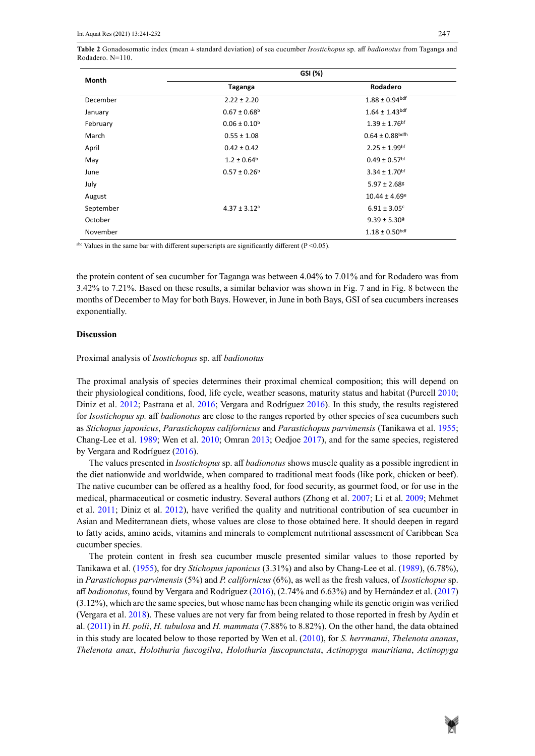**Table 2** Gonadosomatic index (mean ± standard deviation) of sea cucumber *Isostichopus* sp. aff *badionotus* from Taganga and Rodadero. N=110.

| Month | GSI (%) | |
|---|---|---|
| | Taganga | Rodadero |
| December | 2.22 ± 2.20 | 1.88 ± 0.94[bdf] |
| January | 0.67 ± 0.68[b] | 1.64 ± 1.43[bdf] |
| February | 0.06 ± 0.10[b] | 1.39 ± 1.76[bf] |
| March | 0.55 ± 1.08 | 0.64 ± 0.88[bdfh] |
| April | 0.42 ± 0.42 | 2.25 ± 1.99[bf] |
| May | 1.2 ± 0.64[b] | 0.49 ± 0.57[bf] |
| June | 0.57 ± 0.26[b] | 3.34 ± 1.70[bf] |
| July | | 5.97 ± 2.68[g] |
| August | | 10.44 ± 4.69[e] |
| September | 4.37 ± 3.12[a] | 6.91 ± 3.05[c] |
| October | | 9.39 ± 5.30[a] |
| November | | 1.18 ± 0.50[bdf] |

[abc] Values in the same bar with different superscripts are significantly different ($P < 0.05$).

the protein content of sea cucumber for Taganga was between 4.04% to 7.01% and for Rodadero was from 3.42% to 7.21%. Based on these results, a similar behavior was shown in Fig. 7 and in Fig. 8 between the months of December to May for both Bays. However, in June in both Bays, GSI of sea cucumbers increases exponentially.

## Discussion

### Proximal analysis of *Isostichopus* sp. aff *badionotus*

The proximal analysis of species determines their proximal chemical composition; this will depend on their physiological conditions, food, life cycle, weather seasons, maturity status and habitat (Purcell 2010; Diniz et al. 2012; Pastrana et al. 2016; Vergara and Rodríguez 2016). In this study, the results registered for *Isostichopus sp.* aff *badionotus* are close to the ranges reported by other species of sea cucumbers such as *Stichopus japonicus*, *Parastichopus californicus* and *Parastichopus parvimensis* (Tanikawa et al. 1955; Chang-Lee et al. 1989; Wen et al. 2010; Omran 2013; Oedjoe 2017), and for the same species, registered by Vergara and Rodríguez (2016).

The values presented in *Isostichopus* sp. aff *badionotus* shows muscle quality as a possible ingredient in the diet nationwide and worldwide, when compared to traditional meat foods (like pork, chicken or beef). The native cucumber can be offered as a healthy food, for food security, as gourmet food, or for use in the medical, pharmaceutical or cosmetic industry. Several authors (Zhong et al. 2007; Li et al. 2009; Mehmet et al. 2011; Diniz et al. 2012), have verified the quality and nutritional contribution of sea cucumber in Asian and Mediterranean diets, whose values are close to those obtained here. It should deepen in regard to fatty acids, amino acids, vitamins and minerals to complement nutritional assessment of Caribbean Sea cucumber species.

The protein content in fresh sea cucumber muscle presented similar values to those reported by Tanikawa et al. (1955), for dry *Stichopus japonicus* (3.31%) and also by Chang-Lee et al. (1989), (6.78%), in *Parastichopus parvimensis* (5%) and *P. californicus* (6%), as well as the fresh values, of *Isostichopus* sp. aff *badionotus*, found by Vergara and Rodríguez (2016), (2.74% and 6.63%) and by Hernández et al. (2017) (3.12%), which are the same species, but whose name has being changing while its genetic origin was verified (Vergara et al. 2018). These values are not very far from being related to those reported in fresh by Aydin et al. (2011) in *H. polii*, *H. tubulosa* and *H. mammata* (7.88% to 8.82%). On the other hand, the data obtained in this study are located below to those reported by Wen et al. (2010), for *S. herrmanni*, *Thelenota ananas*, *Thelenota anax*, *Holothuria fuscogilva*, *Holothuria fuscopunctata*, *Actinopyga mauritiana*, *Actinopyga*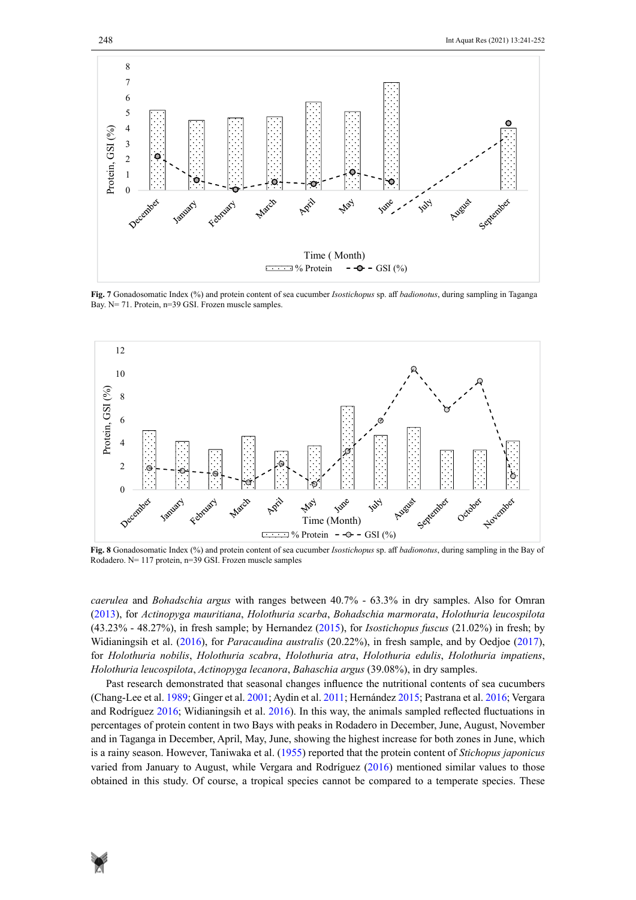**Fig. 7** Gonadosomatic Index (%) and protein content of sea cucumber *Isostichopus* sp. aff *badionotus*, during sampling in Taganga Bay. N= 71. Protein, n=39 GSI. Frozen muscle samples.

**Fig. 8** Gonadosomatic Index (%) and protein content of sea cucumber *Isostichopus* sp. aff *badionotus*, during sampling in the Bay of Rodadero. N= 117 protein, n=39 GSI. Frozen muscle samples

*caerulea* and *Bohadschia argus* with ranges between 40.7% - 63.3% in dry samples. Also for Omran (2013), for *Actinopyga mauritiana*, *Holothuria scarba*, *Bohadschia marmorata*, *Holothuria leucospilota* (43.23% - 48.27%), in fresh sample; by Hernandez (2015), for *Isostichopus fuscus* (21.02%) in fresh; by Widianingsih et al. (2016), for *Paracaudina australis* (20.22%), in fresh sample, and by Oedjoe (2017), for *Holothuria nobilis*, *Holothuria scabra*, *Holothuria atra*, *Holothuria edulis*, *Holothuria impatiens*, *Holothuria leucospilota*, *Actinopyga lecanora*, *Bahaschia argus* (39.08%), in dry samples.

Past research demonstrated that seasonal changes influence the nutritional contents of sea cucumbers (Chang-Lee et al. 1989; Ginger et al. 2001; Aydin et al. 2011; Hernández 2015; Pastrana et al. 2016; Vergara and Rodríguez 2016; Widianingsih et al. 2016). In this way, the animals sampled reflected fluctuations in percentages of protein content in two Bays with peaks in Rodadero in December, June, August, November and in Taganga in December, April, May, June, showing the highest increase for both zones in June, which is a rainy season. However, Taniwaka et al. (1955) reported that the protein content of *Stichopus japonicus* varied from January to August, while Vergara and Rodríguez (2016) mentioned similar values to those obtained in this study. Of course, a tropical species cannot be compared to a temperate species. These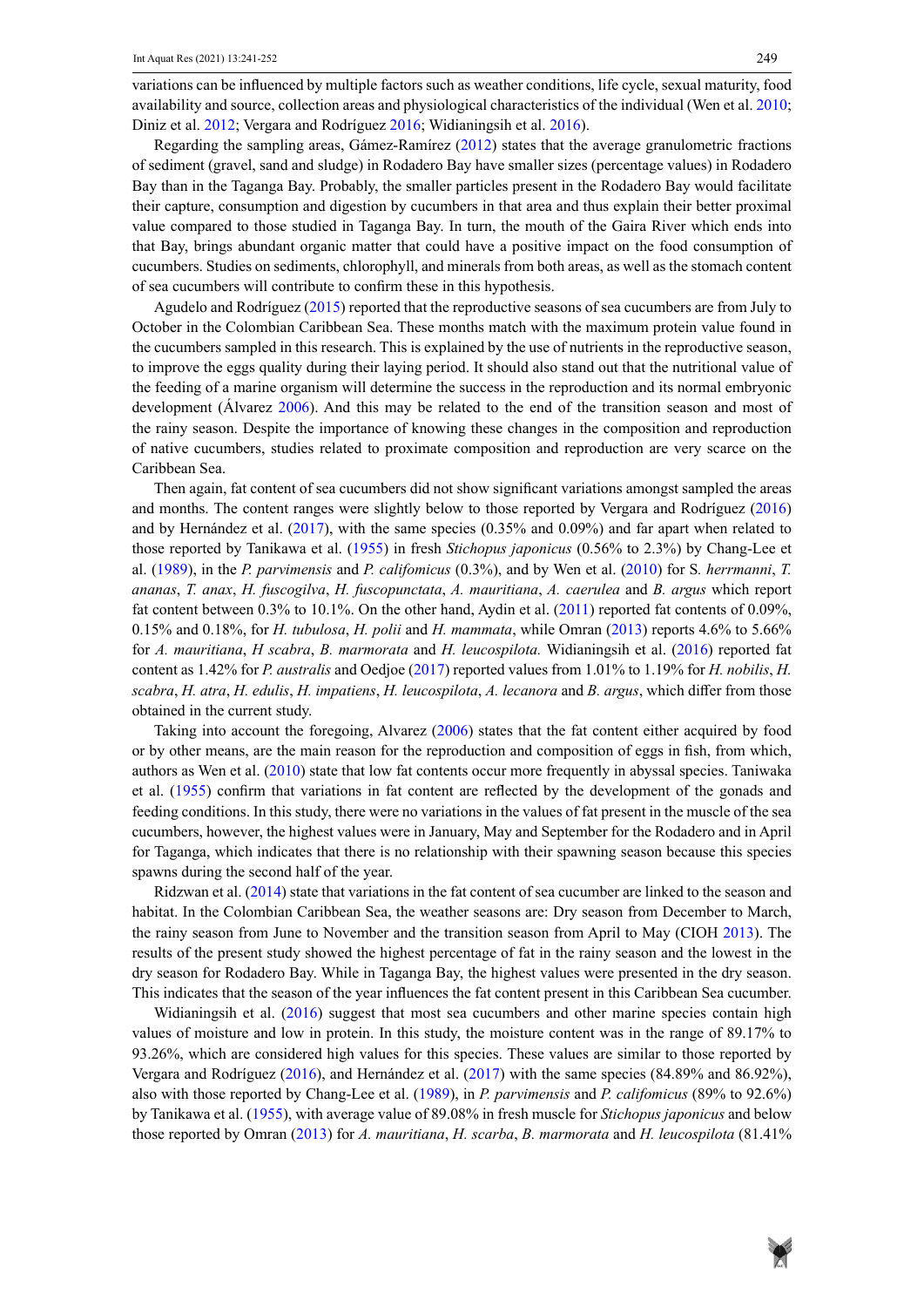variations can be influenced by multiple factors such as weather conditions, life cycle, sexual maturity, food availability and source, collection areas and physiological characteristics of the individual (Wen et al. 2010; Diniz et al. 2012; Vergara and Rodríguez 2016; Widianingsih et al. 2016).

Regarding the sampling areas, Gámez-Ramírez (2012) states that the average granulometric fractions of sediment (gravel, sand and sludge) in Rodadero Bay have smaller sizes (percentage values) in Rodadero Bay than in the Taganga Bay. Probably, the smaller particles present in the Rodadero Bay would facilitate their capture, consumption and digestion by cucumbers in that area and thus explain their better proximal value compared to those studied in Taganga Bay. In turn, the mouth of the Gaira River which ends into that Bay, brings abundant organic matter that could have a positive impact on the food consumption of cucumbers. Studies on sediments, chlorophyll, and minerals from both areas, as well as the stomach content of sea cucumbers will contribute to confirm these in this hypothesis.

Agudelo and Rodríguez (2015) reported that the reproductive seasons of sea cucumbers are from July to October in the Colombian Caribbean Sea. These months match with the maximum protein value found in the cucumbers sampled in this research. This is explained by the use of nutrients in the reproductive season, to improve the eggs quality during their laying period. It should also stand out that the nutritional value of the feeding of a marine organism will determine the success in the reproduction and its normal embryonic development (Álvarez 2006). And this may be related to the end of the transition season and most of the rainy season. Despite the importance of knowing these changes in the composition and reproduction of native cucumbers, studies related to proximate composition and reproduction are very scarce on the Caribbean Sea.

Then again, fat content of sea cucumbers did not show significant variations amongst sampled the areas and months. The content ranges were slightly below to those reported by Vergara and Rodríguez (2016) and by Hernández et al. (2017), with the same species (0.35% and 0.09%) and far apart when related to those reported by Tanikawa et al. (1955) in fresh *Stichopus japonicus* (0.56% to 2.3%) by Chang-Lee et al. (1989), in the *P. parvimensis* and *P. califomicus* (0.3%), and by Wen et al. (2010) for *S. herrmanni*, *T. ananas*, *T. anax*, *H. fuscogilva*, *H. fuscopunctata*, *A. mauritiana*, *A. caerulea* and *B. argus* which report fat content between 0.3% to 10.1%. On the other hand, Aydin et al. (2011) reported fat contents of 0.09%, 0.15% and 0.18%, for *H. tubulosa*, *H. polii* and *H. mammata*, while Omran (2013) reports 4.6% to 5.66% for *A. mauritiana*, *H scabra*, *B. marmorata* and *H. leucospilota.* Widianingsih et al. (2016) reported fat content as 1.42% for *P. australis* and Oedjoe (2017) reported values from 1.01% to 1.19% for *H. nobilis*, *H. scabra*, *H. atra*, *H. edulis*, *H. impatiens*, *H. leucospilota*, *A. lecanora* and *B. argus*, which differ from those obtained in the current study.

Taking into account the foregoing, Alvarez (2006) states that the fat content either acquired by food or by other means, are the main reason for the reproduction and composition of eggs in fish, from which, authors as Wen et al. (2010) state that low fat contents occur more frequently in abyssal species. Taniwaka et al. (1955) confirm that variations in fat content are reflected by the development of the gonads and feeding conditions. In this study, there were no variations in the values of fat present in the muscle of the sea cucumbers, however, the highest values were in January, May and September for the Rodadero and in April for Taganga, which indicates that there is no relationship with their spawning season because this species spawns during the second half of the year.

Ridzwan et al. (2014) state that variations in the fat content of sea cucumber are linked to the season and habitat. In the Colombian Caribbean Sea, the weather seasons are: Dry season from December to March, the rainy season from June to November and the transition season from April to May (CIOH 2013). The results of the present study showed the highest percentage of fat in the rainy season and the lowest in the dry season for Rodadero Bay. While in Taganga Bay, the highest values were presented in the dry season. This indicates that the season of the year influences the fat content present in this Caribbean Sea cucumber.

Widianingsih et al. (2016) suggest that most sea cucumbers and other marine species contain high values of moisture and low in protein. In this study, the moisture content was in the range of 89.17% to 93.26%, which are considered high values for this species. These values are similar to those reported by Vergara and Rodríguez (2016), and Hernández et al. (2017) with the same species (84.89% and 86.92%), also with those reported by Chang-Lee et al. (1989), in *P. parvimensis* and *P. califomicus* (89% to 92.6%) by Tanikawa et al. (1955), with average value of 89.08% in fresh muscle for *Stichopus japonicus* and below those reported by Omran (2013) for *A. mauritiana*, *H. scarba*, *B. marmorata* and *H. leucospilota* (81.41%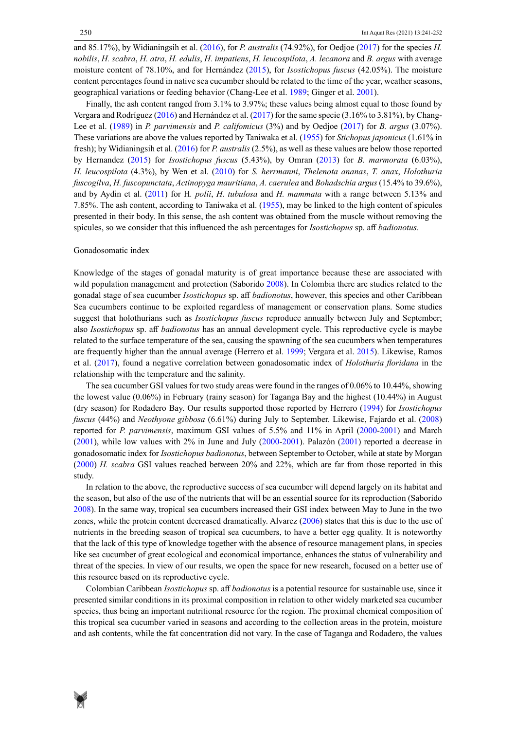and 85.17%), by Widianingsih et al. (2016), for *P. australis* (74.92%), for Oedjoe (2017) for the species *H. nobilis*, *H. scabra*, *H. atra*, *H. edulis*, *H. impatiens*, *H. leucospilota*, *A. lecanora* and *B. argus* with average moisture content of 78.10%, and for Hernández (2015), for *Isostichopus fuscus* (42.05%). The moisture content percentages found in native sea cucumber should be related to the time of the year, weather seasons, geographical variations or feeding behavior (Chang-Lee et al. 1989; Ginger et al. 2001).

Finally, the ash content ranged from 3.1% to 3.97%; these values being almost equal to those found by Vergara and Rodríguez (2016) and Hernández et al. (2017) for the same specie (3.16% to 3.81%), by Chang-Lee et al. (1989) in *P. parvimensis* and *P. califomicus* (3%) and by Oedjoe (2017) for *B. argus* (3.07%). These variations are above the values reported by Taniwaka et al. (1955) for *Stichopus japonicus* (1.61% in fresh); by Widianingsih et al. (2016) for *P. australis* (2.5%), as well as these values are below those reported by Hernandez (2015) for *Isostichopus fuscus* (5.43%), by Omran (2013) for *B. marmorata* (6.03%), *H. leucospilota* (4.3%), by Wen et al. (2010) for *S. herrmanni*, *Thelenota ananas*, *T. anax*, *Holothuria fuscogilva*, *H. fuscopunctata*, *Actinopyga mauritiana*, *A. caerulea* and *Bohadschia argus* (15.4% to 39.6%), and by Aydin et al. (2011) for H. *polii*, *H. tubulosa* and *H. mammata* with a range between 5.13% and 7.85%. The ash content, according to Taniwaka et al. (1955), may be linked to the high content of spicules presented in their body. In this sense, the ash content was obtained from the muscle without removing the spicules, so we consider that this influenced the ash percentages for *Isostichopus* sp. aff *badionotus*.

Gonadosomatic index

Knowledge of the stages of gonadal maturity is of great importance because these are associated with wild population management and protection (Saborido 2008). In Colombia there are studies related to the gonadal stage of sea cucumber *Isostichopus* sp. aff *badionotus*, however, this species and other Caribbean Sea cucumbers continue to be exploited regardless of management or conservation plans. Some studies suggest that holothurians such as *Isostichopus fuscus* reproduce annually between July and September; also *Isostichopus* sp. aff *badionotus* has an annual development cycle. This reproductive cycle is maybe related to the surface temperature of the sea, causing the spawning of the sea cucumbers when temperatures are frequently higher than the annual average (Herrero et al. 1999; Vergara et al. 2015). Likewise, Ramos et al. (2017), found a negative correlation between gonadosomatic index of *Holothuria floridana* in the relationship with the temperature and the salinity.

The sea cucumber GSI values for two study areas were found in the ranges of 0.06% to 10.44%, showing the lowest value (0.06%) in February (rainy season) for Taganga Bay and the highest (10.44%) in August (dry season) for Rodadero Bay. Our results supported those reported by Herrero (1994) for *Isostichopus fuscus* (44%) and *Neothyone gibbosa* (6.61%) during July to September. Likewise, Fajardo et al. (2008) reported for *P. parvimensis*, maximum GSI values of 5.5% and 11% in April (2000-2001) and March (2001), while low values with 2% in June and July (2000-2001). Palazón (2001) reported a decrease in gonadosomatic index for *Isostichopus badionotus*, between September to October, while at state by Morgan (2000) *H. scabra* GSI values reached between 20% and 22%, which are far from those reported in this study.

In relation to the above, the reproductive success of sea cucumber will depend largely on its habitat and the season, but also of the use of the nutrients that will be an essential source for its reproduction (Saborido 2008). In the same way, tropical sea cucumbers increased their GSI index between May to June in the two zones, while the protein content decreased dramatically. Alvarez (2006) states that this is due to the use of nutrients in the breeding season of tropical sea cucumbers, to have a better egg quality. It is noteworthy that the lack of this type of knowledge together with the absence of resource management plans, in species like sea cucumber of great ecological and economical importance, enhances the status of vulnerability and threat of the species. In view of our results, we open the space for new research, focused on a better use of this resource based on its reproductive cycle.

Colombian Caribbean *Isostichopus* sp. aff *badionotus* is a potential resource for sustainable use, since it presented similar conditions in its proximal composition in relation to other widely marketed sea cucumber species, thus being an important nutritional resource for the region. The proximal chemical composition of this tropical sea cucumber varied in seasons and according to the collection areas in the protein, moisture and ash contents, while the fat concentration did not vary. In the case of Taganga and Rodadero, the values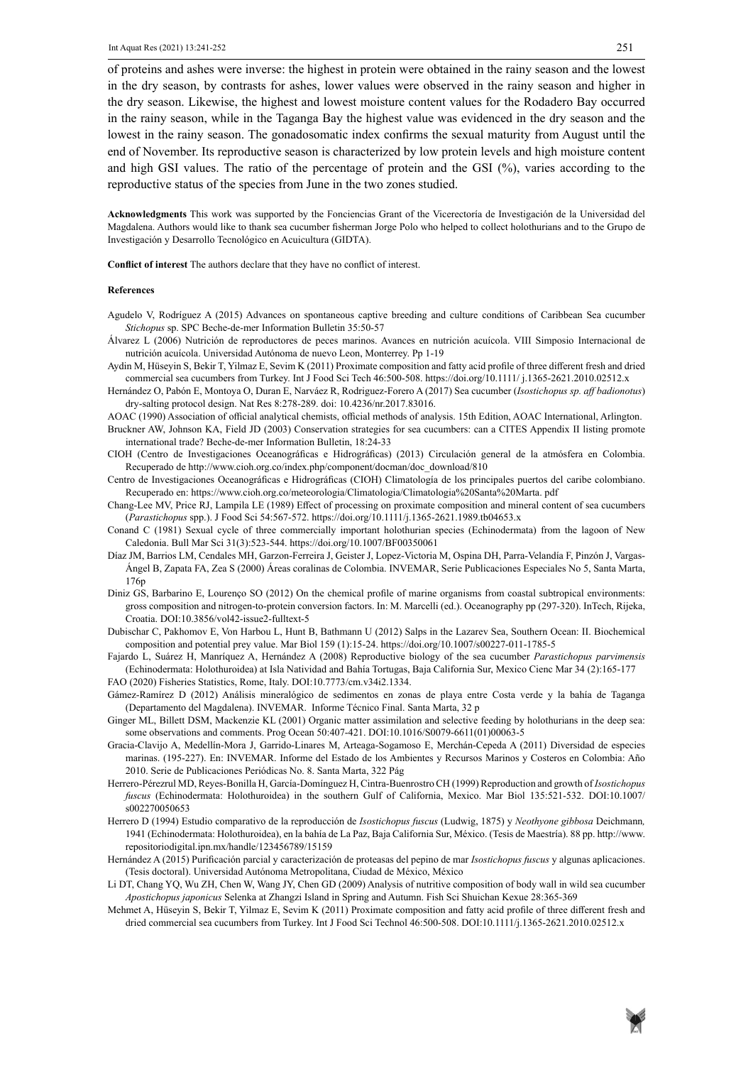of proteins and ashes were inverse: the highest in protein were obtained in the rainy season and the lowest in the dry season, by contrasts for ashes, lower values were observed in the rainy season and higher in the dry season. Likewise, the highest and lowest moisture content values for the Rodadero Bay occurred in the rainy season, while in the Taganga Bay the highest value was evidenced in the dry season and the lowest in the rainy season. The gonadosomatic index confirms the sexual maturity from August until the end of November. Its reproductive season is characterized by low protein levels and high moisture content and high GSI values. The ratio of the percentage of protein and the GSI (%), varies according to the reproductive status of the species from June in the two zones studied.

**Acknowledgments** This work was supported by the Fonciencias Grant of the Vicerectoría de Investigación de la Universidad del Magdalena. Authors would like to thank sea cucumber fisherman Jorge Polo who helped to collect holothurians and to the Grupo de Investigación y Desarrollo Tecnológico en Acuicultura (GIDTA).

**Conflict of interest** The authors declare that they have no conflict of interest.

#### References

Agudelo V, Rodríguez A (2015) Advances on spontaneous captive breeding and culture conditions of Caribbean Sea cucumber *Stichopus* sp. SPC Beche-de-mer Information Bulletin 35:50-57

Álvarez L (2006) Nutrición de reproductores de peces marinos. Avances en nutrición acuícola. VIII Simposio Internacional de nutrición acuícola. Universidad Autónoma de nuevo Leon, Monterrey. Pp 1-19

Aydin M, Hüseyin S, Bekir T, Yilmaz E, Sevim K (2011) Proximate composition and fatty acid profile of three different fresh and dried commercial sea cucumbers from Turkey. Int J Food Sci Tech 46:500-508. https://doi.org/10.1111/ j.1365-2621.2010.02512.x

Hernández O, Pabón E, Montoya O, Duran E, Narváez R, Rodriguez-Forero A (2017) Sea cucumber (*Isostichopus sp. aff badionotus*) dry-salting protocol design. Nat Res 8:278-289. doi: 10.4236/nr.2017.83016.

AOAC (1990) Association of official analytical chemists, official methods of analysis. 15th Edition, AOAC International, Arlington.

Bruckner AW, Johnson KA, Field JD (2003) Conservation strategies for sea cucumbers: can a CITES Appendix II listing promote international trade? Beche-de-mer Information Bulletin, 18:24-33

CIOH (Centro de Investigaciones Oceanográficas e Hidrográficas) (2013) Circulación general de la atmósfera en Colombia. Recuperado de http://www.cioh.org.co/index.php/component/docman/doc_download/810

Centro de Investigaciones Oceanográficas e Hidrográficas (CIOH) Climatología de los principales puertos del caribe colombiano. Recuperado en: https://www.cioh.org.co/meteorologia/Climatologia/Climatologia%20Santa%20Marta. pdf

Chang-Lee MV, Price RJ, Lampila LE (1989) Effect of processing on proximate composition and mineral content of sea cucumbers (*Parastichopus* spp.). J Food Sci 54:567-572. https://doi.org/10.1111/j.1365-2621.1989.tb04653.x

Conand C (1981) Sexual cycle of three commercially important holothurian species (Echinodermata) from the lagoon of New Caledonia. Bull Mar Sci 31(3):523-544. https://doi.org/10.1007/BF00350061

Díaz JM, Barrios LM, Cendales MH, Garzon-Ferreira J, Geister J, Lopez-Victoria M, Ospina DH, Parra-Velandía F, Pinzón J, Vargas-Ángel B, Zapata FA, Zea S (2000) Áreas coralinas de Colombia. INVEMAR, Serie Publicaciones Especiales No 5, Santa Marta, 176p

Diniz GS, Barbarino E, Lourenço SO (2012) On the chemical profile of marine organisms from coastal subtropical environments: gross composition and nitrogen-to-protein conversion factors. In: M. Marcelli (ed.). Oceanography pp (297-320). InTech, Rijeka, Croatia. DOI:10.3856/vol42-issue2-fulltext-5

Dubischar C, Pakhomov E, Von Harbou L, Hunt B, Bathmann U (2012) Salps in the Lazarev Sea, Southern Ocean: II. Biochemical composition and potential prey value. Mar Biol 159 (1):15-24. https://doi.org/10.1007/s00227-011-1785-5

Fajardo L, Suárez H, Manríquez A, Hernández A (2008) Reproductive biology of the sea cucumber *Parastichopus parvimensis* (Echinodermata: Holothuroidea) at Isla Natividad and Bahía Tortugas, Baja California Sur, Mexico Cienc Mar 34 (2):165-177

FAO (2020) Fisheries Statistics, Rome, Italy. DOI:10.7773/cm.v34i2.1334.

Gámez-Ramírez D (2012) Análisis mineralógico de sedimentos en zonas de playa entre Costa verde y la bahía de Taganga (Departamento del Magdalena). INVEMAR. Informe Técnico Final. Santa Marta, 32 p

Ginger ML, Billett DSM, Mackenzie KL (2001) Organic matter assimilation and selective feeding by holothurians in the deep sea: some observations and comments. Prog Ocean 50:407-421. DOI:10.1016/S0079-6611(01)00063-5

Gracia-Clavijo A, Medellín-Mora J, Garrido-Linares M, Arteaga-Sogamoso E, Merchán-Cepeda A (2011) Diversidad de especies marinas. (195-227). En: INVEMAR. Informe del Estado de los Ambientes y Recursos Marinos y Costeros en Colombia: Año 2010. Serie de Publicaciones Periódicas No. 8. Santa Marta, 322 Pág

Herrero-Pérezrul MD, Reyes-Bonilla H, García-Domínguez H, Cintra-Buenrostro CH (1999) Reproduction and growth of *Isostichopus fuscus* (Echinodermata: Holothuroidea) in the southern Gulf of California, Mexico. Mar Biol 135:521-532. DOI:10.1007/s002270050653

Herrero D (1994) Estudio comparativo de la reproducción de *Isostichopus fuscus* (Ludwig, 1875) y *Neothyone gibbosa* Deichmann, 1941 (Echinodermata: Holothuroidea), en la bahía de La Paz, Baja California Sur, México. (Tesis de Maestría). 88 pp. http://www.repositoriodigital.ipn.mx/handle/123456789/15159

Hernández A (2015) Purificación parcial y caracterización de proteasas del pepino de mar *Isostichopus fuscus* y algunas aplicaciones. (Tesis doctoral). Universidad Autónoma Metropolitana, Ciudad de México, México

Li DT, Chang YQ, Wu ZH, Chen W, Wang JY, Chen GD (2009) Analysis of nutritive composition of body wall in wild sea cucumber *Apostichopus japonicus* Selenka at Zhangzi Island in Spring and Autumn. Fish Sci Shuichan Kexue 28:365-369

Mehmet A, Hüseyin S, Bekir T, Yilmaz E, Sevim K (2011) Proximate composition and fatty acid profile of three different fresh and dried commercial sea cucumbers from Turkey. Int J Food Sci Technol 46:500-508. DOI:10.1111/j.1365-2621.2010.02512.x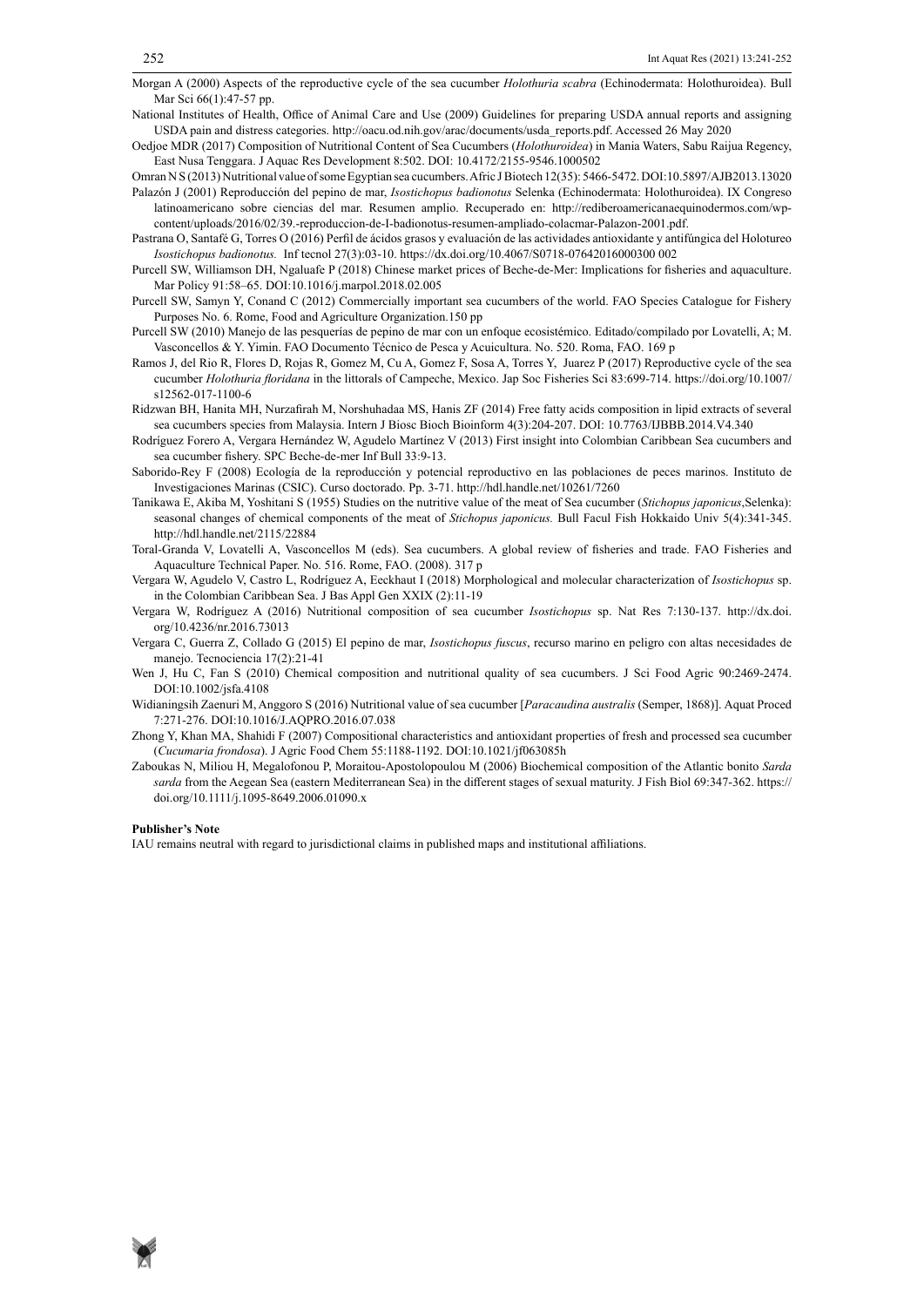Morgan A (2000) Aspects of the reproductive cycle of the sea cucumber *Holothuria scabra* (Echinodermata: Holothuroidea). Bull Mar Sci 66(1):47-57 pp.

National Institutes of Health, Office of Animal Care and Use (2009) Guidelines for preparing USDA annual reports and assigning USDA pain and distress categories. http://oacu.od.nih.gov/arac/documents/usda_reports.pdf. Accessed 26 May 2020

Oedjoe MDR (2017) Composition of Nutritional Content of Sea Cucumbers (*Holothuroidea*) in Mania Waters, Sabu Raijua Regency, East Nusa Tenggara. J Aquac Res Development 8:502. DOI: 10.4172/2155-9546.1000502

Omran N S (2013) Nutritional value of some Egyptian sea cucumbers. Afric J Biotech 12(35): 5466-5472. DOI:10.5897/AJB2013.13020

Palazón J (2001) Reproducción del pepino de mar, *Isostichopus badionotus* Selenka (Echinodermata: Holothuroidea). IX Congreso latinoamericano sobre ciencias del mar. Resumen amplio. Recuperado en: http://rediberoamericanaequinodermos.com/wp-content/uploads/2016/02/39.-reproduccion-de-I-badionotus-resumen-ampliado-colacmar-Palazon-2001.pdf.

Pastrana O, Santafé G, Torres O (2016) Perfil de ácidos grasos y evaluación de las actividades antioxidante y antifúngica del Holotureo *Isostichopus badionotus.* Inf tecnol 27(3):03-10. https://dx.doi.org/10.4067/S0718-07642016000300 002

Purcell SW, Williamson DH, Ngaluafe P (2018) Chinese market prices of Beche-de-Mer: Implications for fisheries and aquaculture. Mar Policy 91:58–65. DOI:10.1016/j.marpol.2018.02.005

Purcell SW, Samyn Y, Conand C (2012) Commercially important sea cucumbers of the world. FAO Species Catalogue for Fishery Purposes No. 6. Rome, Food and Agriculture Organization.150 pp

Purcell SW (2010) Manejo de las pesquerías de pepino de mar con un enfoque ecosistémico. Editado/compilado por Lovatelli, A; M. Vasconcellos & Y. Yimin. FAO Documento Técnico de Pesca y Acuicultura. No. 520. Roma, FAO. 169 p

Ramos J, del Rio R, Flores D, Rojas R, Gomez M, Cu A, Gomez F, Sosa A, Torres Y, Juarez P (2017) Reproductive cycle of the sea cucumber *Holothuria floridana* in the littorals of Campeche, Mexico. Jap Soc Fisheries Sci 83:699-714. https://doi.org/10.1007/s12562-017-1100-6

Ridzwan BH, Hanita MH, Nurzafirah M, Norshuhadaa MS, Hanis ZF (2014) Free fatty acids composition in lipid extracts of several sea cucumbers species from Malaysia. Intern J Biosc Bioch Bioinform 4(3):204-207. DOI: 10.7763/IJBBB.2014.V4.340

Rodríguez Forero A, Vergara Hernández W, Agudelo Martínez V (2013) First insight into Colombian Caribbean Sea cucumbers and sea cucumber fishery. SPC Beche-de-mer Inf Bull 33:9-13.

Saborido-Rey F (2008) Ecología de la reproducción y potencial reproductivo en las poblaciones de peces marinos. Instituto de Investigaciones Marinas (CSIC). Curso doctorado. Pp. 3-71. http://hdl.handle.net/10261/7260

Tanikawa E, Akiba M, Yoshitani S (1955) Studies on the nutritive value of the meat of Sea cucumber (*Stichopus japonicus*,Selenka): seasonal changes of chemical components of the meat of *Stichopus japonicus.* Bull Facul Fish Hokkaido Univ 5(4):341-345. http://hdl.handle.net/2115/22884

Toral-Granda V, Lovatelli A, Vasconcellos M (eds). Sea cucumbers. A global review of fisheries and trade. FAO Fisheries and Aquaculture Technical Paper. No. 516. Rome, FAO. (2008). 317 p

Vergara W, Agudelo V, Castro L, Rodríguez A, Eeckhaut I (2018) Morphological and molecular characterization of *Isostichopus* sp. in the Colombian Caribbean Sea. J Bas Appl Gen XXIX (2):11-19

Vergara W, Rodríguez A (2016) Nutritional composition of sea cucumber *Isostichopus* sp. Nat Res 7:130-137. http://dx.doi.org/10.4236/nr.2016.73013

Vergara C, Guerra Z, Collado G (2015) El pepino de mar, *Isostichopus fuscus*, recurso marino en peligro con altas necesidades de manejo. Tecnociencia 17(2):21-41

Wen J, Hu C, Fan S (2010) Chemical composition and nutritional quality of sea cucumbers. J Sci Food Agric 90:2469-2474. DOI:10.1002/jsfa.4108

Widianingsih Zaenuri M, Anggoro S (2016) Nutritional value of sea cucumber [*Paracaudina australis* (Semper, 1868)]. Aquat Proced 7:271-276. DOI:10.1016/J.AQPRO.2016.07.038

Zhong Y, Khan MA, Shahidi F (2007) Compositional characteristics and antioxidant properties of fresh and processed sea cucumber (*Cucumaria frondosa*). J Agric Food Chem 55:1188-1192. DOI:10.1021/jf063085h

Zaboukas N, Miliou H, Megalofonou P, Moraitou-Apostolopoulou M (2006) Biochemical composition of the Atlantic bonito *Sarda sarda* from the Aegean Sea (eastern Mediterranean Sea) in the different stages of sexual maturity. J Fish Biol 69:347-362. https://doi.org/10.1111/j.1095-8649.2006.01090.x

**Publisher's Note**

IAU remains neutral with regard to jurisdictional claims in published maps and institutional affiliations.